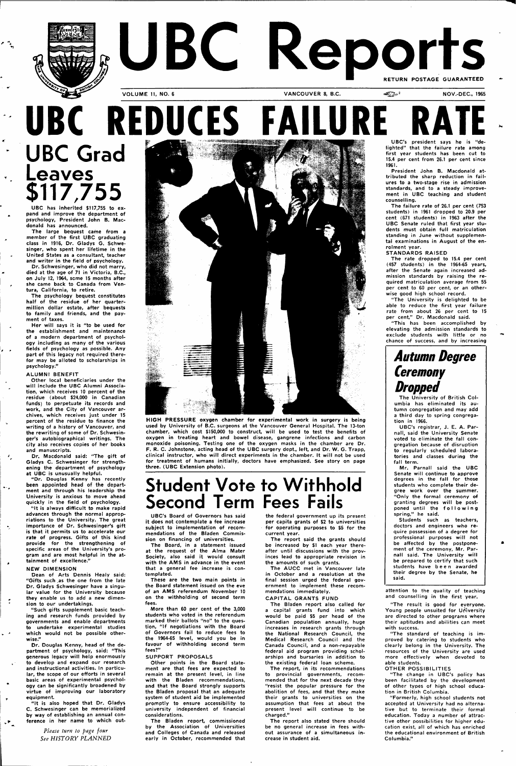# UBC Reports

RETURN POSTAGE GUARANTEED

VOLUME 11, NO. 6 — VANCOUVER 8, B.C. — NOV.-DEC., 1965

# UBC REDUCES FAILURE RATE

UBC's president says he is "delighted" that the failure rate among first year students has been cut to 15.4 per cent from 26.1 per cent since 1961.

President John B. Macdonald attributed the sharp reduction in failures to a two-stage rise in admission standards, and to a steady improvement in UBC teaching and student counselling.

The failure rate of 26.1 per cent (753 students) in 1961 dropped to 20.9 per cent (671 students) in 1963 after the UBC Senate ruled that first year students must obtain full matriculation standing in June without supplemental examinations in August of the enrolment year.

### STANDARDS RAISED

The rate dropped to 15.4 per cent (457 students) in the 1964-65 years, after the Senate again increased admission standards by raising the required matriculation average from 55 per cent to 60 per cent, or an otherwise good high school record.

"The University is delighted to be able to reduce the first year failure rate from about 26 per cent to 15 per cent," Dr. Macdonald said.

"This has been accomplished by elevating the admission standards to exclude students with little or no chance of success, and by increasing attention to the quality of teaching and counselling in the first year.

"The result is good for everyone. Young people unsuited for University are directed to other programs where their aptitudes and abilities can meet with success.

"The standard of teaching is improved by catering to students who clearly belong in the University. The resources of the University are used more effectively when devoted to able students.

### OTHER POSSIBILITIES

"The change in UBC's policy has been facilitated by the development of other types of high school education in British Columbia.

"Formerly, high school students not accepted at University had no alternative but to terminate their formal education. Today a number of attractive other possibilities for higher education exist, all of which has enriched the educational environment of British Columbia."

# UBC Grad Leaves $117,755

UBC has inherited $117,755 to expand and improve the department of psychology, President John B. Macdonald has announced.

The large bequest came from a member of the first UBC graduating class in 1916, Dr. Gladys G. Schwesinger, who spent her lifetime in the United States as a consultant, teacher and writer in the field of psychology.

Dr. Schwesinger, who did not marry, died at the age of 71 in Victoria, B.C., on July 12, 1964, some 15 months after she came back to Canada from Ventura, California, to retire.

The psychology bequest constitutes half of the residue of her quarter-million dollar estate, after bequests to family and friends, and the payment of taxes.

Her will says it is "to be used for the establishment and maintenance of a modern department of psychology including as many of the various fields of psychology as possible. Any part of this legacy not required therefor may be alloted to scholarships in psychology."

### ALUMNI BENEFIT

Other local beneficiaries under the will include the UBC Alumni Association, which receives 10 percent of the residue (about $24,000 in Canadian funds) to perpetuate its records and work, and the City of Vancouver archives, which receives just under 15 percent of the residue to finance the writing of a history of Vancouver, and the rewriting of some of Dr. Schwesinger's autobiographical writings. The city also receives copies of her books and manuscripts.

Dr. Macdonald said: "The gift of Gladys C. Schwesinger for strengthening the department of psychology at UBC is unusually helpful.

"Dr. Douglas Kenny has recently been appointed head of the department and through his leadership the University is anxious to move ahead quickly in the field of psychology.

"It is always difficult to make rapid advances through the normal appropriations to the University. The great importance of Dr. Schwesinger's gift is that it permits us to accelerate our rate of progress. Gifts of this kind provide for the strengthening of specific areas of the University's program and are most helpful in the attainment of excellence."

### NEW DIMENSION

Dean of Arts Dennis Healy said: "Gifts such as the one from the late Dr. Gladys Schwesinger have a singular value for the University because they enable us to add a new dimension to our undertakings.

"Such gifts supplement basic teaching and research funds provided by governments and enable departments to undertake experimental studies which would not be possible otherwise."

Dr. Douglas Kenny, head of the department of psychology, said: "This generous legacy will help enormously to develop and expand our research and instructional activities. In particular, the scope of our efforts in several basic areas of experimental psychology can be significantly broadened by virtue of improving our laboratory equipment.

"It is also hoped that Dr. Gladys C. Schwesinger can be memorialized by way of establishing an annual conference in her name to which out-

*Please turn to page four*
*See HISTORY PLANNED*

HIGH PRESSURE oxygen chamber for experimental work in surgery is being used by University of B.C. surgeons at the Vancouver General Hospital. The 13-ton chamber, which cost $150,000 to construct, will be used to test the benefits of oxygen in treating heart and bowel disease, gangrene infections and carbon monoxide poisoning. Testing one of the oxygen masks in the chamber are Dr. F. R. C. Johnstone, acting head of the UBC surgery dept., left, and Dr. W. G. Trapp, clinical instructor, who will direct experiments in the chamber. It will not be used for treatment of humans initially, doctors have emphasized. See story on page three. (UBC Extension photo).

# Student Vote to Withhold Second Term Fees Fails

UBC's Board of Governors has said it does not contemplate a fee increase subject to implementation of recommendations of the Bladen Commission on financing of universities.

The Board, in a statement issued at the request of the Alma Mater Society, also said it would consult with the AMS in advance in the event that a general fee increase is contemplated.

These are the two main points in the Board statement issued on the eve of an AMS referendum November 10 on the withholding of second term fees.

More than 60 per cent of the 3,000 students who voted in the referendum marked their ballots "no" to the question, "If negotiations with the Board of Governors fail to reduce fees to the 1964-65 level, would you be in favour of withholding second term fees?"

### SUPPORT PROPOSALS

Other points in the Board statement are that fees are expected to remain at the present level, in line with the Bladen recommendations, and that the Board strongly supports the Bladen proposal that an adequate system of student aid be implemented promptly to ensure accessibility to university independent of financial considerations.

The Bladen report, commissioned by the Association of Universities and Colleges of Canada and released early in October, recommended that the federal government up its present per capita grants of $2 to universities for operating purposes to $5 for the current year.

The report said the grants should be increased by $1 each year thereafter until discussions with the provinces lead to appropriate revision in the amounts of such grants.

The AUCC met in Vancouver late in October and a resolution at the final session urged the federal government to implement these recommendations immediately.

### CAPITAL GRANTS FUND

The Bladen report also called for a capital grants fund into which would be paid $5 per head of the Canadian population annually, huge increases in research grants through the National Research Council, the Medical Research Council and the Canada Council, and a non-repayable federal aid program providing scholarships and bursaries in addition to the existing federal loan scheme.

The report, in its recommendations to provincial governments, recommended that for the next decade they "resist the popular pressure for the abolition of fees, and that they make their grants to universities on the assumption that fees at about the present level will continue to be charged."

The report also stated there should be no general increase in fees without assurance of a simultaneous increase in student aid.

## *Autumn Degree Ceremony Dropped*

The University of British Columbia has eliminated its autumn congregation and may add a third day to spring congregation in 1966.

UBC's registrar, J. E. A. Parnall, said the University Senate voted to eliminate the fall congregation because of disruption to regularly scheduled laboratories and classes during the fall term.

Mr. Parnall said the UBC Senate will continue to approve degrees in the fall for those students who complete their degree work over the summer. "Only the formal ceremony of granting degrees will be postponed until the following spring," he said.

Students such as teachers, doctors and engineers who require possession of a degree for professional purposes will not be affected by the postponement of the ceremony, Mr. Parnall said. The University will be prepared to certify that such students have been awarded their degree by the Senate, he said.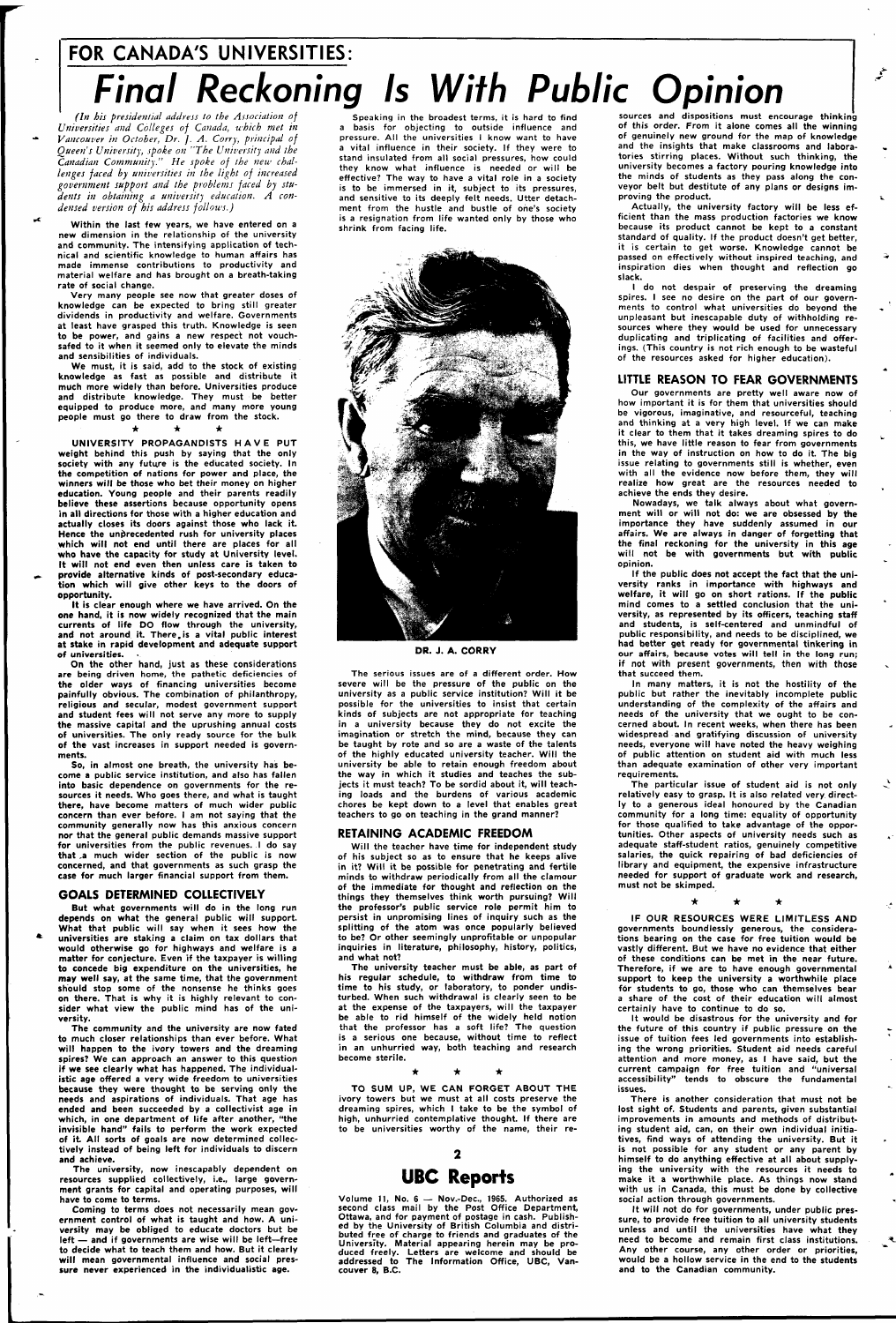## FOR CANADA'S UNIVERSITIES:

# Final Reckoning Is With Public Opinion

*(In his presidential address to the Association of Universities and Colleges of Canada, which met in Vancouver in October, Dr. J. A. Corry, principal of Queen's University, spoke on "The University and the Canadian Community." He spoke of the new challenges faced by universities in the light of increased government support and the problems faced by students in obtaining a university education. A condensed version of his address follows.)*

Within the last few years, we have entered on a new dimension in the relationship of the university and community. The intensifying application of technical and scientific knowledge to human affairs has made immense contributions to productivity and material welfare and has brought on a breath-taking rate of social change.

Very many people see now that greater doses of knowledge can be expected to bring still greater dividends in productivity and welfare. Governments at least have grasped this truth. Knowledge is seen to be power, and gains a new respect not vouchsafed to it when it seemed only to elevate the minds and sensibilities of individuals.

We must, it is said, add to the stock of existing knowledge as fast as possible and distribute it much more widely than before. Universities produce and distribute knowledge. They must be better equipped to produce more, and many more young people must go there to draw from the stock.

\* \* \*

**UNIVERSITY PROPAGANDISTS HAVE PUT weight behind this push by saying that the only society with any future is the educated society. In the competition of nations for power and place, the winners will be those who bet their money on higher education. Young people and their parents readily believe these assertions because opportunity opens in all directions for those with a higher education and actually closes its doors against those who lack it. Hence the unprecedented rush for university places which will not end until there are places for all who have the capacity for study at University level. It will not end even then unless care is taken to provide alternative kinds of post-secondary education which will give other keys to the doors of opportunity.**

**It is clear enough where we have arrived. On the one hand, it is now widely recognized that the main currents of life DO flow through the university, and not around it. There is a vital public interest at stake in rapid development and adequate support of universities.**

On the other hand, just as these considerations are being driven home, the pathetic deficiencies of the older ways of financing universities become painfully obvious. The combination of philanthropy, religious and secular, modest government support and student fees will not serve any more to supply the massive capital and the uprushing annual costs of universities. The only ready source for the bulk of the vast increases in support needed is governments.

So, in almost one breath, the university has become a public service institution, and also has fallen into basic dependence on governments for the resources it needs. Who goes there, and what is taught there, have become matters of much wider public concern than ever before. I am not saying that the community generally now has this anxious concern nor that the general public demands massive support for universities from the public revenues. I do say that a much wider section of the public is now concerned, and that governments as such grasp the case for much larger financial support from them.

### GOALS DETERMINED COLLECTIVELY

But what governments will do in the long run depends on what the general public will support. What that public will say when it sees how the universities are staking a claim on tax dollars that would otherwise go for highways and welfare is a matter for conjecture. Even if the taxpayer is willing to concede big expenditure on the universities, he may well say, at the same time, that the government should stop some of the nonsense he thinks goes on there. That is why it is highly relevant to consider what view the public mind has of the university.

The community and the university are now fated to much closer relationships than ever before. What will happen to the ivory towers and the dreaming spires? We can approach an answer to this question if we see clearly what has happened. The individualistic age offered a very wide freedom to universities because they were thought to be serving only the needs and aspirations of individuals. That age has ended and been succeeded by a collectivist age in which, in one department of life after another, "the invisible hand" fails to perform the work expected of it. All sorts of goals are now determined collectively instead of being left for individuals to discern and achieve.

The university, now inescapably dependent on resources supplied collectively, i.e., large government grants for capital and operating purposes, will have to come to terms.

Coming to terms does not necessarily mean government control of what is taught and how. A university may be obliged to educate doctors but be left — and if governments are wise will be left—free to decide what to teach them and how. But it clearly will mean governmental influence and social pressure never experienced in the individualistic age.

Speaking in the broadest terms, it is hard to find a basis for objecting to outside influence and pressure. All the universities I know want to have a vital influence in their society. If they were to stand insulated from all social pressures, how could they know what influence is needed or will be effective? The way to have a vital role in a society is to be immersed in it, subject to its pressures, and sensitive to its deeply felt needs. Utter detachment from the hustle and bustle of one's society is a resignation from life wanted only by those who shrink from facing life.

DR. J. A. CORRY

The serious issues are of a different order. How severe will be the pressure of the public on the university as a public service institution? Will it be possible for the universities to insist that certain kinds of subjects are not appropriate for teaching in a university because they do not excite the imagination or stretch the mind, because they can be taught by rote and so are a waste of the talents of the highly educated university teacher. Will the university be able to retain enough freedom about the way in which it studies and teaches the subjects it must teach? To be sordid about it, will teaching loads and the burdens of various academic chores be kept down to a level that enables great teachers to go on teaching in the grand manner?

### RETAINING ACADEMIC FREEDOM

Will the teacher have time for independent study of his subject so as to ensure that he keeps alive in it? Will it be possible for penetrating and fertile minds to withdraw periodically from all the clamour of the immediate for thought and reflection on the things they themselves think worth pursuing? Will the professor's public service role permit him to persist in unpromising lines of inquiry such as the splitting of the atom was once popularly believed to be? Or other seemingly unprofitable or unpopular inquiries in literature, philosophy, history, politics, and what not?

The university teacher must be able, as part of his regular schedule, to withdraw from time to time to his study, or laboratory, to ponder undisturbed. When such withdrawal is clearly seen to be at the expense of the taxpayers, will the taxpayer be able to rid himself of the widely held notion that the professor has a soft life? The question is a serious one because, without time to reflect in an unhurried way, both teaching and research become sterile.

\* \* \*

**TO SUM UP, WE CAN FORGET ABOUT THE** ivory towers but we must at all costs preserve the dreaming spires, which I take to be the symbol of high, unhurried contemplative thought. If there are to be universities worthy of the name, their resources and dispositions must encourage thinking of this order. From it alone comes all the winning of genuinely new ground for the map of knowledge and the insights that make classrooms and laboratories stirring places. Without such thinking, the university becomes a factory pouring knowledge into the minds of students as they pass along the conveyor belt but destitute of any plans or designs improving the product.

Actually, the university factory will be less efficient than the mass production factories we know because its product cannot be kept to a constant standard of quality. If the product doesn't get better, it is certain to get worse. Knowledge cannot be passed on effectively without inspired teaching, and inspiration dies when thought and reflection go slack.

I do not despair of preserving the dreaming spires. I see no desire on the part of our governments to control what universities do beyond the unpleasant but inescapable duty of withholding resources where they would be used for unnecessary duplicating and triplicating of facilities and offerings. (This country is not rich enough to be wasteful of the resources asked for higher education).

### LITTLE REASON TO FEAR GOVERNMENTS

Our governments are pretty well aware now of how important it is for them that universities should be vigorous, imaginative, and resourceful, teaching and thinking at a very high level. If we can make it clear to them that it takes dreaming spires to do this, we have little reason to fear from governments in the way of instruction on how to do it. The big issue relating to governments still is whether, even with all the evidence now before them, they will realize how great are the resources needed to achieve the ends they desire.

Nowadays, we talk always about what government will or will not do: we are obsessed by the importance they have suddenly assumed in our affairs. We are always in danger of forgetting that the final reckoning for the university in this age will not be with governments but with public opinion.

If the public does not accept the fact that the university ranks in importance with highways and welfare, it will go on short rations. If the public mind comes to a settled conclusion that the university, as represented by its officers, teaching staff and students, is self-centered and unmindful of public responsibility, and needs to be disciplined, we had better get ready for governmental tinkering in our affairs, because votes will tell in the long run; if not with present governments, then with those that succeed them.

In many matters, it is not the hostility of the public but rather the inevitably incomplete public understanding of the complexity of the affairs and needs of the university that we ought to be concerned about. In recent weeks, when there has been widespread and gratifying discussion of university needs, everyone will have noted the heavy weighing of public attention on student aid with much less than adequate examination of other very important requirements.

The particular issue of student aid is not only relatively easy to grasp. It is also related very directly to a generous ideal honoured by the Canadian community for a long time: equality of opportunity for those qualified to take advantage of the opportunities. Other aspects of university needs such as adequate staff-student ratios, genuinely competitive salaries, the quick repairing of bad deficiencies of library and equipment, the expensive infrastructure needed for support of graduate work and research, must not be skimped.

\* \* \*

**IF OUR RESOURCES WERE LIMITLESS AND** governments boundlessly generous, the considerations bearing on the case for free tuition would be vastly different. But we have no evidence that either of these conditions can be met in the near future. Therefore, if we are to have enough governmental support to keep the university a worthwhile place for students to go, those who can themselves bear a share of the cost of their education will almost certainly have to continue to do so.

It would be disastrous for the university and for the future of this country if public pressure on the issue of tuition fees led governments into establishing the wrong priorities. Student aid needs careful attention and more money, as I have said, but the current campaign for free tuition and "universal accessibility" tends to obscure the fundamental issues.

There is another consideration that must not be lost sight of. Students and parents, given substantial improvements in amounts and methods of distributing student aid, can, on their own individual initiatives, find ways of attending the university. But it is not possible for any student or any parent by himself to do anything effective at all about supplying the university with the resources it needs to make it a worthwhile place. As things now stand with us in Canada, this must be done by collective social action through governments.

It will not do for governments, under public pressure, to provide free tuition to all university students unless and until the universities have what they need to become and remain first class institutions. Any other course, any other order or priorities, would be a hollow service in the end to the students and to the Canadian community.

## UBC Reports

Volume 11, No. 6 — Nov.-Dec., 1965. Authorized as second class mail by the Post Office Department, Ottawa, and for payment of postage in cash. Published by the University of British Columbia and distributed free of charge to friends and graduates of the University. Material appearing herein may be produced freely. Letters are welcome and should be addressed to The Information Office, UBC, Vancouver 8, B.C.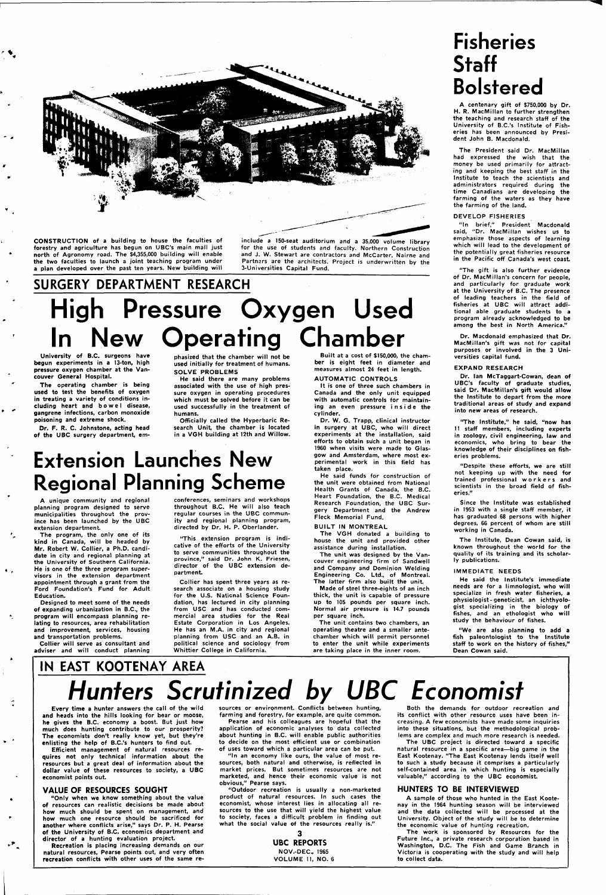CONSTRUCTION of a building to house the faculties of forestry and agriculture has begun on UBC's main mall just north of Agronomy road. The $4,355,000 building will enable the two faculties to launch a joint teaching program under a plan developed over the past ten years. New building will include a 150-seat auditorium and a 35,000 volume library for the use of students and faculty. Northern Construction and J. W. Stewart are contractors and McCarter, Nairne and Partners are the architects. Project is underwritten by the 3-Universities Capital Fund.

## SURGERY DEPARTMENT RESEARCH

# High Pressure Oxygen Used In New Operating Chamber

University of B.C. surgeons have begun experiments in a 13-ton, high pressure oxygen chamber at the Vancouver General Hospital.

The operating chamber is being used to test the benefits of oxygen in treating a variety of conditions including heart and bowel disease, gangrene infections, carbon monoxide poisoning and extreme shock.

Dr. F. R. C. Johnstone, acting head of the UBC surgery department, emphasized that the chamber will not be used initially for treatment of humans.

### SOLVE PROBLEMS

He said there are many problems associated with the use of high pressure oxygen in operating procedures which must be solved before it can be used successfully in the treatment of humans.

Officially called the Hyperbaric Research Unit, the chamber is located in a VGH building at 12th and Willow.

Built at a cost of $150,000, the chamber is eight feet in diameter and measures almost 24 feet in length.

### AUTOMATIC CONTROLS

It is one of three such chambers in Canada and the only unit equipped with automatic controls for maintaining an even pressure inside the cylinder.

Dr. W. G. Trapp, clinical instructor in surgery at UBC, who will direct experiments at the installation, said efforts to obtain such a unit began in 1960 when visits were made to Glasgow and Amsterdam, where most experimental work in this field has taken place.

He said funds for construction of the unit were obtained from National Health Grants of Canada, the B.C. Heart Foundation, the B.C. Medical Research Foundation, the UBC Surgery Department and the Andrew Fleck Memorial Fund.

### BUILT IN MONTREAL

The VGH donated a building to house the unit and provided other assistance during installation.

The unit was designed by the Vancouver engineering firm of Sandwell and Company and Dominion Welding Engineering Co. Ltd., of Montreal. The latter firm also built the unit.

Made of steel three-eighths of an inch thick, the unit is capable of pressure up to 105 pounds per square inch. Normal air pressure is 14.7 pounds per square inch.

The unit contains two chambers, an operating theatre and a smaller antechamber which will permit personnel to enter the unit while experiments are taking place in the inner room.

# Extension Launches New Regional Planning Scheme

A unique community and regional planning program designed to serve municipalities throughout the province has been launched by the UBC extension department.

The program, the only one of its kind in Canada, will be headed by Mr. Robert W. Collier, a Ph.D. candidate in city and regional planning at the University of Southern California. He is one of the three program supervisors in the extension department appointment through a grant from the Ford Foundation's Fund for Adult Education.

Designed to meet some of the needs of expanding urbanization in B.C., the program will encompass planning relating to resources, area rehabilitation and improvement, services, housing and transportation problems.

Collier will serve as consultant and adviser and will conduct planning conferences, seminars and workshops throughout B.C. He will also teach regular courses in the UBC community and regional planning program, directed by Dr. H. P. Oberlander.

"This extension program is indicative of the efforts of the University to serve communities throughout the province," said Dr. John K. Friesen, director of the UBC extension department.

Collier has spent three years as research associate on a housing study for the U.S. National Science Foundation, has lectured in city planning from USC and has conducted commercial area studies for the Real Estate Corporation in Los Angeles. He has an M.A. in city and regional planning from USC and an A.B. in political science and sociology from Whittier College in California.

# Fisheries Staff Bolstered

A centenary gift of $750,000 by Dr. H. R. MacMillan to further strengthen the teaching and research staff of the University of B.C.'s Institute of Fisheries has been announced by President John B. Macdonald.

The President said Dr. MacMillan had expressed the wish that the money be used primarily for attracting and keeping the best staff in the Institute to teach the scientists and administrators required during the time Canadians are developing the farming of the waters as they have the farming of the land.

### DEVELOP FISHERIES

"In brief," President Macdonald said, "Dr. MacMillan wishes us to emphasize those aspects of learning which will lead to the development of the potentially great fisheries resource in the Pacific off Canada's west coast.

"The gift is also further evidence of Dr. MacMillan's concern for people, and particularly for graduate work at the University of B.C. The presence of leading teachers in the field of fisheries at UBC will attract additional able graduate students to a program already acknowledged to be among the best in North America."

Dr. Macdonald emphasized that Dr. MacMillan's gift was not for capital purposes or involved in the 3 Universities capital fund.

### EXPAND RESEARCH

Dr. Ian McTaggart-Cowan, dean of UBC's faculty of graduate studies, said Dr. MacMillan's gift would allow the Institute to depart from the more traditional areas of study and expand into new areas of research.

"The Institute," he said, "now has 11 staff members, including experts in zoology, civil engineering, law and economics, who bring to bear the knowledge of their disciplines on fisheries problems.

"Despite these efforts, we are still not keeping up with the need for trained professional workers and scientists in the broad field of fisheries."

Since the Institute was established in 1953 with a single staff member, it has graduated 68 persons with higher degrees, 66 percent of whom are still working in Canada.

The Institute, Dean Cowan said, is known throughout the world for the quality of its training and its scholarly publications.

### IMMEDIATE NEEDS

He said the Institute's immediate needs are for a limnologist, who will specialize in fresh water fisheries, a physiologist-geneticist, an ichthyologist specializing in the biology of fishes, and an ethologist who will study the behaviour of fishes.

"We are also planning to add a fish paleontologist to the Institute staff to work on the history of fishes," Dean Cowan said.

## IN EAST KOOTENAY AREA

# *Hunters Scrutinized by UBC Economist*

Every time a hunter answers the call of the wild and heads into the hills looking for bear or moose, he gives the B.C. economy a boost. But just how much does hunting contribute to our prosperity? The economists don't really know yet, but they're enlisting the help of B.C.'s hunters to find out.

Efficient management of natural resources requires not only technical information about the resources but a great deal of information about the dollar value of these resources to society, a UBC economist points out.

### VALUE OF RESOURCES SOUGHT

"Only when we know something about the value of resources can realistic decisions be made about how much should be spent on management, and how much one resource should be sacrificed for another where conflicts arise," says Dr. P. H. Pearse of the University of B.C. economics department and director of a hunting evaluation project.

Recreation is placing increasing demands on our natural resources, Pearse points out, and very often recreation conflicts with other uses of the same resources or environment. Conflicts between hunting, farming and forestry, for example, are quite common.

Pearse and his colleagues are hopeful that the application of economic analyses to data collected about hunting in B.C. will enable public authorities to decide on the most efficient use or combination of uses toward which a particular area can be put.

"In an economy like ours, the value of most resources, both natural and otherwise, is reflected in market prices. But sometimes resources are not marketed, and hence their economic value is not obvious," Pearse says.

"Outdoor recreation is usually a non-marketed product of natural resources. In such cases the economist, whose interest lies in allocating all resources to the use that will yield the highest value to society, faces a difficult problem in finding out what the social value of the resources really is."

Both the demands for outdoor recreation and its conflict with other resource uses have been increasing. A few economists have made some inquiries into these situations, but the methodological problems are complex and much more research is needed.

The UBC project is directed toward a specific natural resource in a specific area—big game in the East Kootenay. "The East Kootenay lends itself well to such a study because it comprises a particularly self-contained area in which hunting is especially valuable," according to the UBC economist.

### HUNTERS TO BE INTERVIEWED

A sample of those who hunted in the East Kootenay in the 1964 hunting season will be interviewed and the data collected will be processed at the University. Object of the study will be to determine the economic value of hunting recreation.

The work is sponsored by Resources for the Future Inc., a private research corporation based in Washington, D.C. The Fish and Game Branch in Victoria is cooperating with the study and will help to collect data.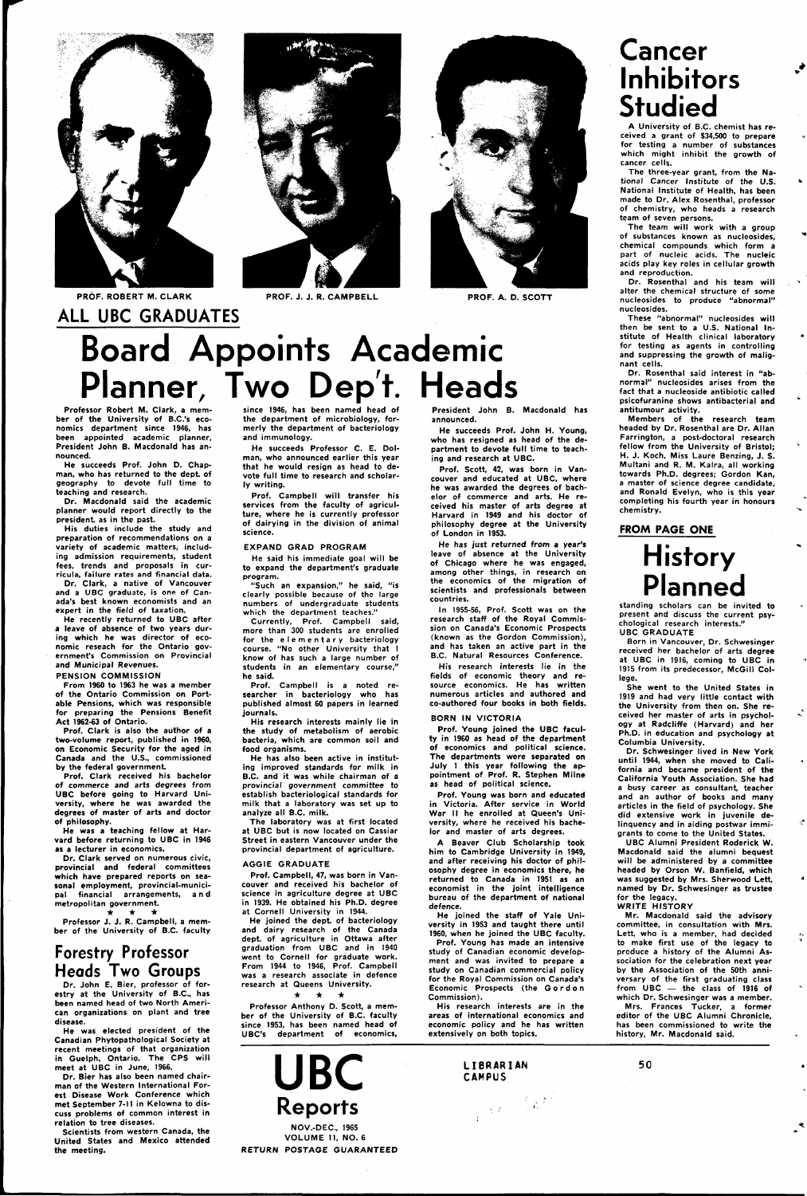PROF. ROBERT M. CLARK

PROF. J. J. R. CAMPBELL

PROF. A. D. SCOTT

## ALL UBC GRADUATES

# Board Appoints Academic Planner, Two Dep't. Heads

Professor Robert M. Clark, a member of the University of B.C.'s economics department since 1946, has been appointed academic planner, President John B. Macdonald has announced.

He succeeds Prof. John D. Chapman, who has returned to the dept. of geography to devote full time to teaching and research.

Dr. Macdonald said the academic planner would report directly to the president, as in the past.

His duties include the study and preparation of recommendations on a variety of academic matters, including admission requirements, student fees, trends and proposals in curricula, failure rates and financial data.

Dr. Clark, a native of Vancouver and a UBC graduate, is one of Canada's best known economists and an expert in the field of taxation.

He recently returned to UBC after a leave of absence of two years during which he was director of economic reseach for the Ontario government's Commission on Provincial and Municipal Revenues.

### PENSION COMMISSION

From 1960 to 1963 he was a member of the Ontario Commission on Portable Pensions, which was responsible for preparing the Pensions Benefit Act 1962-63 of Ontario.

Prof. Clark is also the author of a two-volume report, published in 1960, on Economic Security for the aged in Canada and the U.S., commissioned by the federal government.

Prof. Clark received his bachelor of commerce and arts degrees from UBC before going to Harvard University, where he was awarded the degrees of master of arts and doctor of philosophy.

He was a teaching fellow at Harvard before returning to UBC in 1946 as a lecturer in economics.

Dr. Clark served on numerous civic, provincial and federal committees which have prepared reports on seasonal employment, provincial-municipal financial arrangements, and metropolitan government.

\* \* \*

Professor J. J. R. Campbell, a member of the University of B.C. faculty since 1946, has been named head of the department of microbiology, formerly the department of bacteriology and immunology.

He succeeds Professor C. E. Dolman, who announced earlier this year that he would resign as head to devote full time to research and scholarly writing.

Prof. Campbell will transfer his services from the faculty of agriculture, where he is currently professor of dairying in the division of animal science.

### EXPAND GRAD PROGRAM

He said his immediate goal will be to expand the department's graduate program.

"Such an expansion," he said, "is clearly possible because of the large numbers of undergraduate students which the department teaches."

Currently, Prof. Campbell said, more than 300 students are enrolled for the elementary bacteriology course. "No other University that I know of has such a large number of students in an elementary course," he said.

Prof. Campbell is a noted researcher in bacteriology who has published almost 60 papers in learned journals.

His research interests mainly lie in the study of metabolism of aerobic bacteria, which are common soil and food organisms.

He has also been active in instituting improved standards for milk in B.C. and it was while chairman of a provincial government committee to establish bacteriological standards for milk that a laboratory was set up to analyze all B.C. milk.

The laboratory was at first located at UBC but is now located on Cassiar Street in eastern Vancouver under the provincial department of agriculture.

### AGGIE GRADUATE

Prof. Campbell, 47, was born in Vancouver and received his bachelor of science in agriculture degree at UBC in 1939. He obtained his Ph.D. degree at Cornell University in 1944.

He joined the dept. of bacteriology and dairy research of the Canada dept. of agriculture in Ottawa after graduation from UBC and in 1940 went to Cornell for graduate work. From 1944 to 1946, Prof. Campbell was a research associate in defence research at Queens University.

\* \* \*

Professor Anthony D. Scott, a member of the University of B.C. faculty since 1953, has been named head of UBC's department of economics, President John B. Macdonald has announced.

He succeeds Prof. John H. Young, who has resigned as head of the department to devote full time to teaching and research at UBC.

Prof. Scott, 42, was born in Vancouver and educated at UBC, where he was awarded the degrees of bachelor of commerce and arts. He received his master of arts degree at Harvard in 1949 and his doctor of philosophy degree at the University of London in 1953.

He has just returned from a year's leave of absence at the University of Chicago where he was engaged, among other things, in research on the economics of the migration of scientists and professionals between countries.

In 1955-56, Prof. Scott was on the research staff of the Royal Commission on Canada's Economic Prospects (known as the Gordon Commission), and has taken an active part in the B.C. Natural Resources Conference.

His research interests lie in the fields of economic theory and resource economics. He has written numerous articles and authored and co-authored four books in both fields.

### BORN IN VICTORIA

Prof. Young joined the UBC faculty in 1960 as head of the department of economics and political science. The departments were separated on July 1 this year following the appointment of Prof. R. Stephen Milne as head of political science.

Prof. Young was born and educated in Victoria. After service in World War II he enrolled at Queen's University, where he received his bachelor and master of arts degrees.

A Beaver Club Scholarship took him to Cambridge University in 1949, and after receiving his doctor of philosophy degree in economics there, he returned to Canada in 1951 as an economist in the joint intelligence bureau of the department of national defence.

He joined the staff of Yale University in 1953 and taught there until 1960, when he joined the UBC faculty.

Prof. Young has made an intensive study of Canadian economic development and was invited to prepare a study on Canadian commercial policy for the Royal Commission on Canada's Economic Prospects (the Gordon Commission).

His research interests are in the areas of international economics and economic policy and he has written extensively on both topics.

## Forestry Professor Heads Two Groups

Dr. John E. Bier, professor of forestry at the University of B.C., has been named head of two North American organizations on plant and tree disease.

He was elected president of the Canadian Phytopathological Society at recent meetings of that organization in Guelph, Ontario. The CPS will meet at UBC in June, 1966.

Dr. Bier has also been named chairman of the Western International Forest Disease Work Conference which met September 7-11 in Kelowna to discuss problems of common interest in relation to tree diseases.

Scientists from western Canada, the United States and Mexico attended the meeting.

# Cancer Inhibitors Studied

A University of B.C. chemist has received a grant of $34,500 to prepare for testing a number of substances which might inhibit the growth of cancer cells.

The three-year grant, from the National Cancer Institute of the U.S. National Institute of Health, has been made to Dr. Alex Rosenthal, professor of chemistry, who heads a research team of seven persons.

The team will work with a group of substances known as nucleosides, chemical compounds which form a part of nucleic acids. The nucleic acids play key roles in cellular growth and reproduction.

Dr. Rosenthal and his team will alter the chemical structure of some nucleosides to produce "abnormal" nucleosides.

These "abnormal" nucleosides will then be sent to a U.S. National Institute of Health clinical laboratory for testing as agents in controlling and suppressing the growth of malignant cells.

Dr. Rosenthal said interest in "abnormal" nucleosides arises from the fact that a nucleoside antibiotic called psicofuranine shows antibacterial and antitumour activity.

Members of the research team headed by Dr. Rosenthal are Dr. Allan Farrington, a post-doctoral research fellow from the University of Bristol; H. J. Koch, Miss Laure Benzing, J. S. Multani and R. M. Kalra, all working towards Ph.D. degrees; Gordon Kan, a master of science degree candidate, and Ronald Evelyn, who is this year completing his fourth year in honours chemistry.

## FROM PAGE ONE

# History Planned

standing scholars can be invited to present and discuss the current psychological research interests."

### UBC GRADUATE

Born in Vancouver, Dr. Schwesinger received her bachelor of arts degree at UBC in 1916, coming to UBC in 1915 from its predecessor, McGill College.

She went to the United States in 1919 and had very little contact with the University from then on. She received her master of arts in psychology at Radcliffe (Harvard) and her Ph.D. in education and psychology at Columbia University.

Dr. Schwesinger lived in New York until 1944, when she moved to California and became president of the California Youth Association. She had a busy career as consultant, teacher and an author of books and many articles in the field of psychology. She did extensive work in juvenile delinquency and in aiding postwar immigrants to come to the United States.

UBC Alumni President Roderick W. Macdonald said the alumni bequest will be administered by a committee headed by Orson W. Banfield, which was suggested by Mrs. Sherwood Lett, named by Dr. Schwesinger as trustee for the legacy.

### WRITE HISTORY

Mr. Macdonald said the advisory committee, in consultation with Mrs. Lett, who is a member, had decided to make first use of the legacy to produce a history of the Alumni Association for the celebration next year by the Association of the 50th anniversary of the first graduating class from UBC — the class of 1916 of which Dr. Schwesinger was a member.

Mrs. Frances Tucker, a former editor of the UBC Alumni Chronicle, has been commissioned to write the history, Mr. Macdonald said.

**UBC Reports**
NOV.-DEC., 1965
VOLUME 11, NO. 6
RETURN POSTAGE GUARANTEED

LIBRARIAN
CAMPUS

50